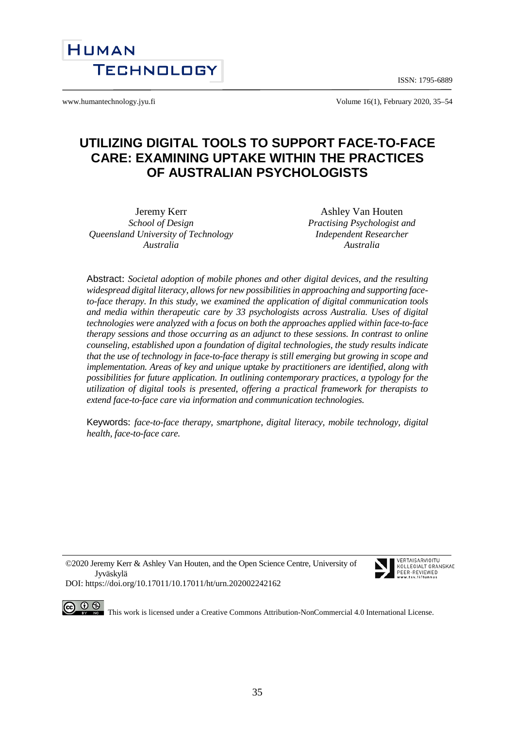# UTILIZING DIGITAL TOOLS TO SUPPORT FACE-TO-FACE CARE: EXAMINING UPTAKE WITHIN THE PRACTICES OF AUSTRALIAN PSYCHOLOGISTS

Jeremy Kerr
*School of Design*
*Queensland University of Technology*
*Australia*

Ashley Van Houten
*Practising Psychologist and*
*Independent Researcher*
*Australia*

Abstract: *Societal adoption of mobile phones and other digital devices, and the resulting widespread digital literacy, allows for new possibilities in approaching and supporting face-to-face therapy. In this study, we examined the application of digital communication tools and media within therapeutic care by 33 psychologists across Australia. Uses of digital technologies were analyzed with a focus on both the approaches applied within face-to-face therapy sessions and those occurring as an adjunct to these sessions. In contrast to online counseling, established upon a foundation of digital technologies, the study results indicate that the use of technology in face-to-face therapy is still emerging but growing in scope and implementation. Areas of key and unique uptake by practitioners are identified, along with possibilities for future application. In outlining contemporary practices, a typology for the utilization of digital tools is presented, offering a practical framework for therapists to extend face-to-face care via information and communication technologies.*

Keywords: *face-to-face therapy, smartphone, digital literacy, mobile technology, digital health, face-to-face care.*

©2020 Jeremy Kerr & Ashley Van Houten, and the Open Science Centre, University of Jyväskylä
DOI: https://doi.org/10.17011/10.17011/ht/urn.202002242162

This work is licensed under a Creative Commons Attribution-NonCommercial 4.0 International License.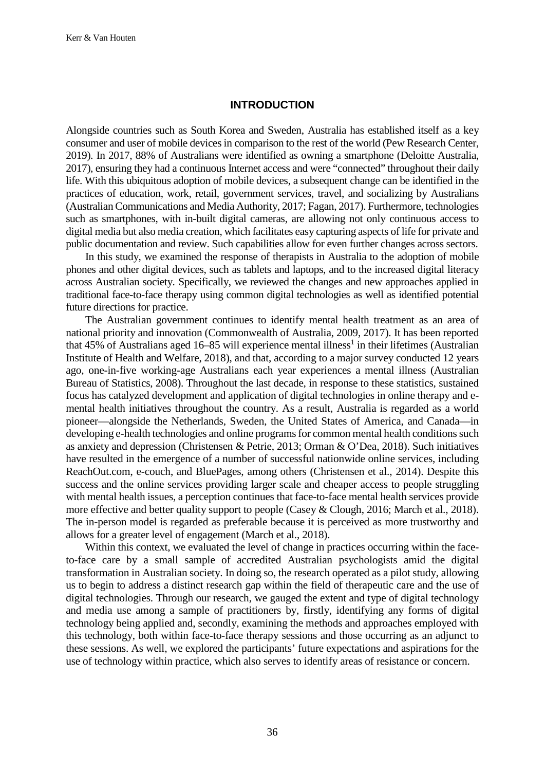## INTRODUCTION

Alongside countries such as South Korea and Sweden, Australia has established itself as a key consumer and user of mobile devices in comparison to the rest of the world (Pew Research Center, 2019). In 2017, 88% of Australians were identified as owning a smartphone (Deloitte Australia, 2017), ensuring they had a continuous Internet access and were "connected" throughout their daily life. With this ubiquitous adoption of mobile devices, a subsequent change can be identified in the practices of education, work, retail, government services, travel, and socializing by Australians (Australian Communications and Media Authority, 2017; Fagan, 2017). Furthermore, technologies such as smartphones, with in-built digital cameras, are allowing not only continuous access to digital media but also media creation, which facilitates easy capturing aspects of life for private and public documentation and review. Such capabilities allow for even further changes across sectors.

In this study, we examined the response of therapists in Australia to the adoption of mobile phones and other digital devices, such as tablets and laptops, and to the increased digital literacy across Australian society. Specifically, we reviewed the changes and new approaches applied in traditional face-to-face therapy using common digital technologies as well as identified potential future directions for practice.

The Australian government continues to identify mental health treatment as an area of national priority and innovation (Commonwealth of Australia, 2009, 2017). It has been reported that 45% of Australians aged 16–85 will experience mental illness[1] in their lifetimes (Australian Institute of Health and Welfare, 2018), and that, according to a major survey conducted 12 years ago, one-in-five working-age Australians each year experiences a mental illness (Australian Bureau of Statistics, 2008). Throughout the last decade, in response to these statistics, sustained focus has catalyzed development and application of digital technologies in online therapy and e-mental health initiatives throughout the country. As a result, Australia is regarded as a world pioneer—alongside the Netherlands, Sweden, the United States of America, and Canada—in developing e-health technologies and online programs for common mental health conditions such as anxiety and depression (Christensen & Petrie, 2013; Orman & O'Dea, 2018). Such initiatives have resulted in the emergence of a number of successful nationwide online services, including ReachOut.com, e-couch, and BluePages, among others (Christensen et al., 2014). Despite this success and the online services providing larger scale and cheaper access to people struggling with mental health issues, a perception continues that face-to-face mental health services provide more effective and better quality support to people (Casey & Clough, 2016; March et al., 2018). The in-person model is regarded as preferable because it is perceived as more trustworthy and allows for a greater level of engagement (March et al., 2018).

Within this context, we evaluated the level of change in practices occurring within the face-to-face care by a small sample of accredited Australian psychologists amid the digital transformation in Australian society. In doing so, the research operated as a pilot study, allowing us to begin to address a distinct research gap within the field of therapeutic care and the use of digital technologies. Through our research, we gauged the extent and type of digital technology and media use among a sample of practitioners by, firstly, identifying any forms of digital technology being applied and, secondly, examining the methods and approaches employed with this technology, both within face-to-face therapy sessions and those occurring as an adjunct to these sessions. As well, we explored the participants' future expectations and aspirations for the use of technology within practice, which also serves to identify areas of resistance or concern.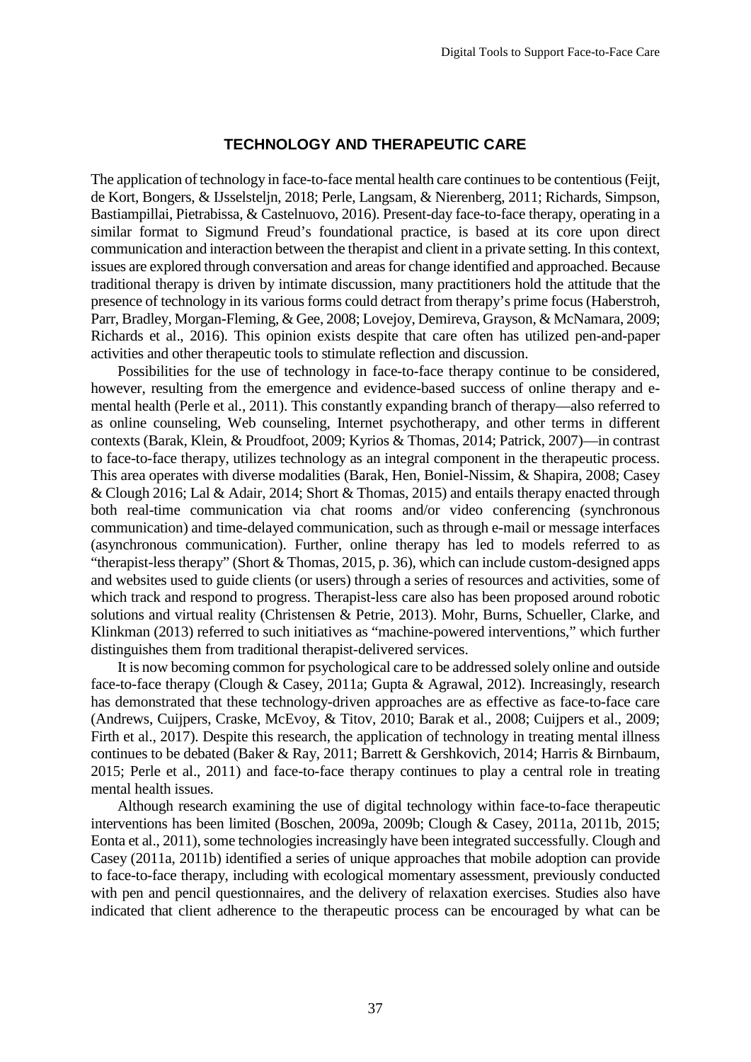## TECHNOLOGY AND THERAPEUTIC CARE

The application of technology in face-to-face mental health care continues to be contentious (Feijt, de Kort, Bongers, & IJsselsteljn, 2018; Perle, Langsam, & Nierenberg, 2011; Richards, Simpson, Bastiampillai, Pietrabissa, & Castelnuovo, 2016). Present-day face-to-face therapy, operating in a similar format to Sigmund Freud's foundational practice, is based at its core upon direct communication and interaction between the therapist and client in a private setting. In this context, issues are explored through conversation and areas for change identified and approached. Because traditional therapy is driven by intimate discussion, many practitioners hold the attitude that the presence of technology in its various forms could detract from therapy's prime focus (Haberstroh, Parr, Bradley, Morgan-Fleming, & Gee, 2008; Lovejoy, Demireva, Grayson, & McNamara, 2009; Richards et al., 2016). This opinion exists despite that care often has utilized pen-and-paper activities and other therapeutic tools to stimulate reflection and discussion.

Possibilities for the use of technology in face-to-face therapy continue to be considered, however, resulting from the emergence and evidence-based success of online therapy and e-mental health (Perle et al., 2011). This constantly expanding branch of therapy—also referred to as online counseling, Web counseling, Internet psychotherapy, and other terms in different contexts (Barak, Klein, & Proudfoot, 2009; Kyrios & Thomas, 2014; Patrick, 2007)—in contrast to face-to-face therapy, utilizes technology as an integral component in the therapeutic process. This area operates with diverse modalities (Barak, Hen, Boniel-Nissim, & Shapira, 2008; Casey & Clough 2016; Lal & Adair, 2014; Short & Thomas, 2015) and entails therapy enacted through both real-time communication via chat rooms and/or video conferencing (synchronous communication) and time-delayed communication, such as through e-mail or message interfaces (asynchronous communication). Further, online therapy has led to models referred to as "therapist-less therapy" (Short & Thomas, 2015, p. 36), which can include custom-designed apps and websites used to guide clients (or users) through a series of resources and activities, some of which track and respond to progress. Therapist-less care also has been proposed around robotic solutions and virtual reality (Christensen & Petrie, 2013). Mohr, Burns, Schueller, Clarke, and Klinkman (2013) referred to such initiatives as "machine-powered interventions," which further distinguishes them from traditional therapist-delivered services.

It is now becoming common for psychological care to be addressed solely online and outside face-to-face therapy (Clough & Casey, 2011a; Gupta & Agrawal, 2012). Increasingly, research has demonstrated that these technology-driven approaches are as effective as face-to-face care (Andrews, Cuijpers, Craske, McEvoy, & Titov, 2010; Barak et al., 2008; Cuijpers et al., 2009; Firth et al., 2017). Despite this research, the application of technology in treating mental illness continues to be debated (Baker & Ray, 2011; Barrett & Gershkovich, 2014; Harris & Birnbaum, 2015; Perle et al., 2011) and face-to-face therapy continues to play a central role in treating mental health issues.

Although research examining the use of digital technology within face-to-face therapeutic interventions has been limited (Boschen, 2009a, 2009b; Clough & Casey, 2011a, 2011b, 2015; Eonta et al., 2011), some technologies increasingly have been integrated successfully. Clough and Casey (2011a, 2011b) identified a series of unique approaches that mobile adoption can provide to face-to-face therapy, including with ecological momentary assessment, previously conducted with pen and pencil questionnaires, and the delivery of relaxation exercises. Studies also have indicated that client adherence to the therapeutic process can be encouraged by what can be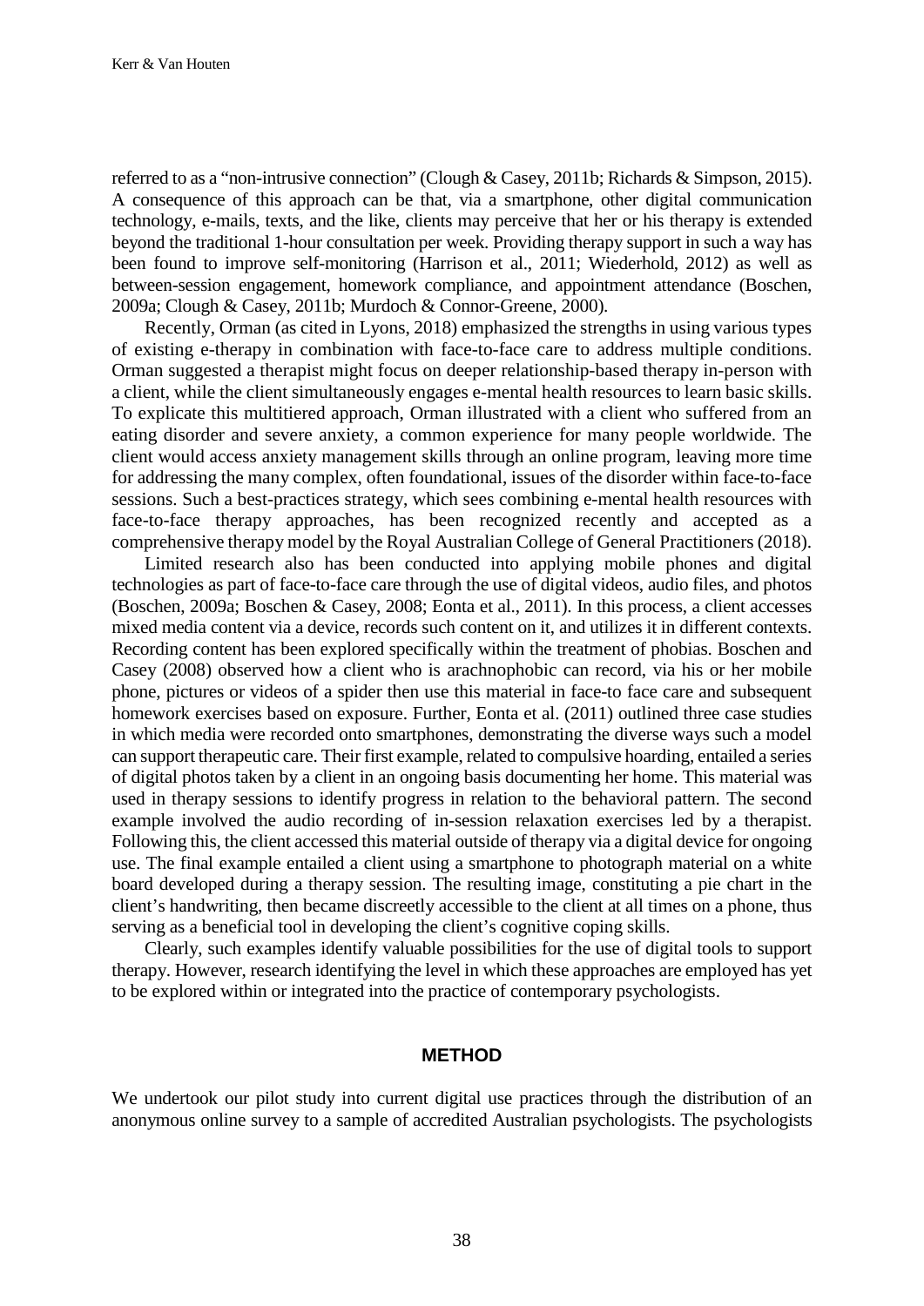referred to as a "non-intrusive connection" (Clough & Casey, 2011b; Richards & Simpson, 2015). A consequence of this approach can be that, via a smartphone, other digital communication technology, e-mails, texts, and the like, clients may perceive that her or his therapy is extended beyond the traditional 1-hour consultation per week. Providing therapy support in such a way has been found to improve self-monitoring (Harrison et al., 2011; Wiederhold, 2012) as well as between-session engagement, homework compliance, and appointment attendance (Boschen, 2009a; Clough & Casey, 2011b; Murdoch & Connor-Greene, 2000).

Recently, Orman (as cited in Lyons, 2018) emphasized the strengths in using various types of existing e-therapy in combination with face-to-face care to address multiple conditions. Orman suggested a therapist might focus on deeper relationship-based therapy in-person with a client, while the client simultaneously engages e-mental health resources to learn basic skills. To explicate this multitiered approach, Orman illustrated with a client who suffered from an eating disorder and severe anxiety, a common experience for many people worldwide. The client would access anxiety management skills through an online program, leaving more time for addressing the many complex, often foundational, issues of the disorder within face-to-face sessions. Such a best-practices strategy, which sees combining e-mental health resources with face-to-face therapy approaches, has been recognized recently and accepted as a comprehensive therapy model by the Royal Australian College of General Practitioners (2018).

Limited research also has been conducted into applying mobile phones and digital technologies as part of face-to-face care through the use of digital videos, audio files, and photos (Boschen, 2009a; Boschen & Casey, 2008; Eonta et al., 2011). In this process, a client accesses mixed media content via a device, records such content on it, and utilizes it in different contexts. Recording content has been explored specifically within the treatment of phobias. Boschen and Casey (2008) observed how a client who is arachnophobic can record, via his or her mobile phone, pictures or videos of a spider then use this material in face-to face care and subsequent homework exercises based on exposure. Further, Eonta et al. (2011) outlined three case studies in which media were recorded onto smartphones, demonstrating the diverse ways such a model can support therapeutic care. Their first example, related to compulsive hoarding, entailed a series of digital photos taken by a client in an ongoing basis documenting her home. This material was used in therapy sessions to identify progress in relation to the behavioral pattern. The second example involved the audio recording of in-session relaxation exercises led by a therapist. Following this, the client accessed this material outside of therapy via a digital device for ongoing use. The final example entailed a client using a smartphone to photograph material on a white board developed during a therapy session. The resulting image, constituting a pie chart in the client's handwriting, then became discreetly accessible to the client at all times on a phone, thus serving as a beneficial tool in developing the client's cognitive coping skills.

Clearly, such examples identify valuable possibilities for the use of digital tools to support therapy. However, research identifying the level in which these approaches are employed has yet to be explored within or integrated into the practice of contemporary psychologists.

## METHOD

We undertook our pilot study into current digital use practices through the distribution of an anonymous online survey to a sample of accredited Australian psychologists. The psychologists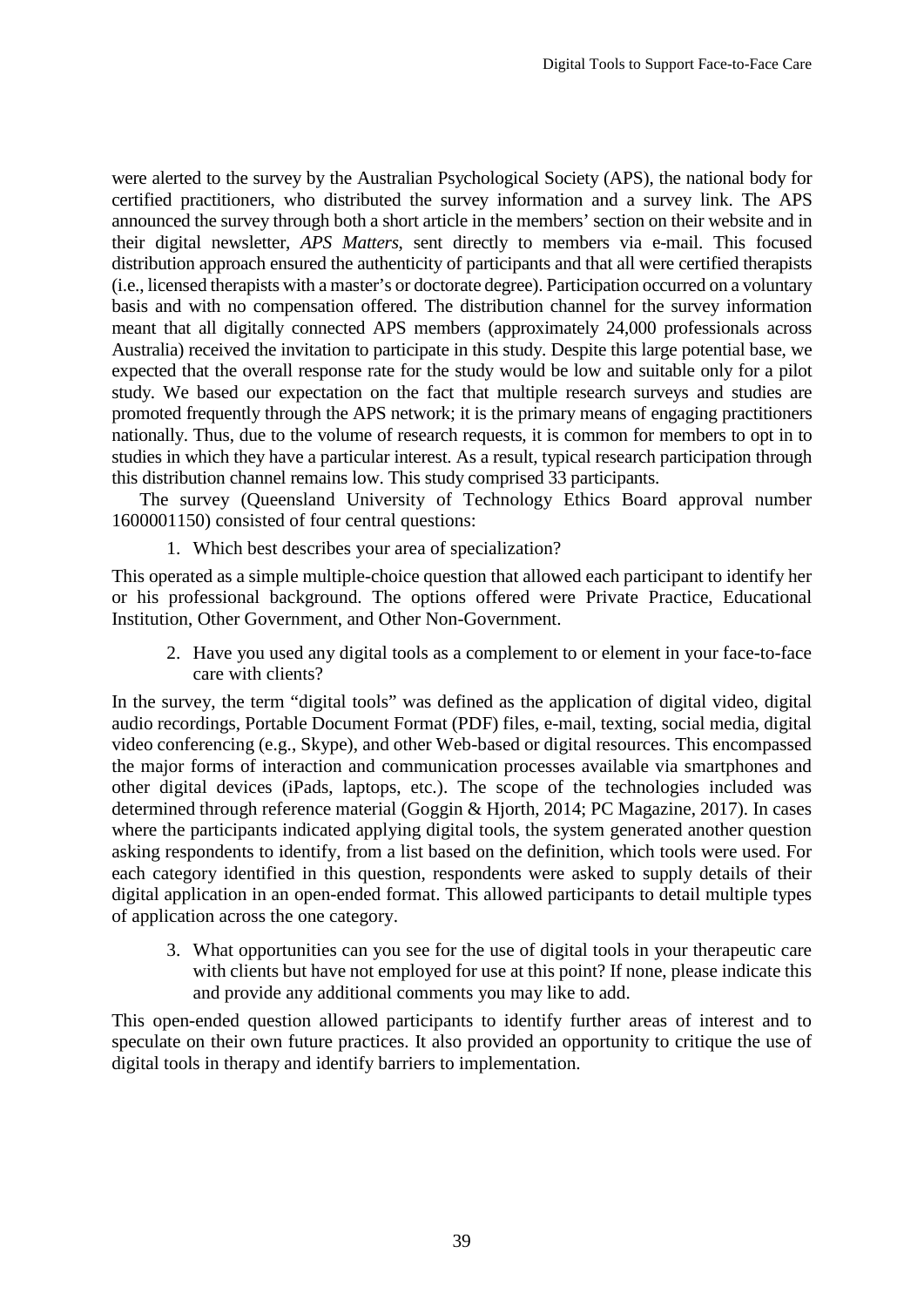were alerted to the survey by the Australian Psychological Society (APS), the national body for certified practitioners, who distributed the survey information and a survey link. The APS announced the survey through both a short article in the members' section on their website and in their digital newsletter, *APS Matters*, sent directly to members via e-mail. This focused distribution approach ensured the authenticity of participants and that all were certified therapists (i.e., licensed therapists with a master's or doctorate degree). Participation occurred on a voluntary basis and with no compensation offered. The distribution channel for the survey information meant that all digitally connected APS members (approximately 24,000 professionals across Australia) received the invitation to participate in this study. Despite this large potential base, we expected that the overall response rate for the study would be low and suitable only for a pilot study. We based our expectation on the fact that multiple research surveys and studies are promoted frequently through the APS network; it is the primary means of engaging practitioners nationally. Thus, due to the volume of research requests, it is common for members to opt in to studies in which they have a particular interest. As a result, typical research participation through this distribution channel remains low. This study comprised 33 participants.

The survey (Queensland University of Technology Ethics Board approval number 1600001150) consisted of four central questions:

1. Which best describes your area of specialization?

This operated as a simple multiple-choice question that allowed each participant to identify her or his professional background. The options offered were Private Practice, Educational Institution, Other Government, and Other Non-Government.

2. Have you used any digital tools as a complement to or element in your face-to-face care with clients?

In the survey, the term "digital tools" was defined as the application of digital video, digital audio recordings, Portable Document Format (PDF) files, e-mail, texting, social media, digital video conferencing (e.g., Skype), and other Web-based or digital resources. This encompassed the major forms of interaction and communication processes available via smartphones and other digital devices (iPads, laptops, etc.). The scope of the technologies included was determined through reference material (Goggin & Hjorth, 2014; PC Magazine, 2017). In cases where the participants indicated applying digital tools, the system generated another question asking respondents to identify, from a list based on the definition, which tools were used. For each category identified in this question, respondents were asked to supply details of their digital application in an open-ended format. This allowed participants to detail multiple types of application across the one category.

3. What opportunities can you see for the use of digital tools in your therapeutic care with clients but have not employed for use at this point? If none, please indicate this and provide any additional comments you may like to add.

This open-ended question allowed participants to identify further areas of interest and to speculate on their own future practices. It also provided an opportunity to critique the use of digital tools in therapy and identify barriers to implementation.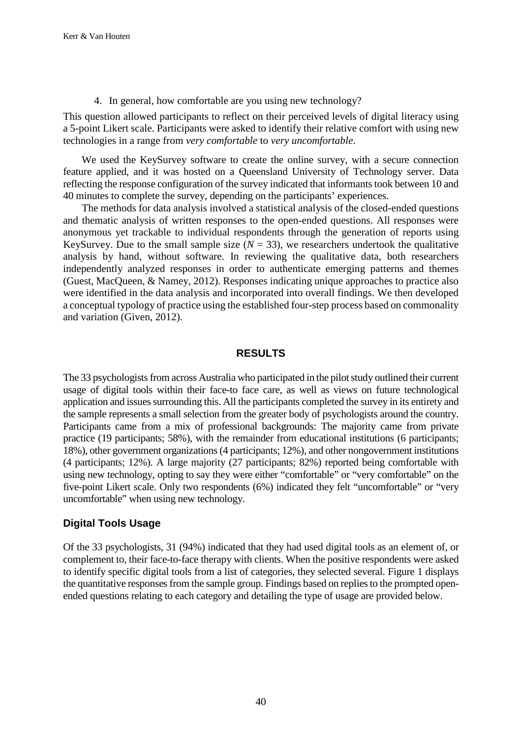4. In general, how comfortable are you using new technology?

This question allowed participants to reflect on their perceived levels of digital literacy using a 5-point Likert scale. Participants were asked to identify their relative comfort with using new technologies in a range from *very comfortable* to *very uncomfortable*.

We used the KeySurvey software to create the online survey, with a secure connection feature applied, and it was hosted on a Queensland University of Technology server. Data reflecting the response configuration of the survey indicated that informants took between 10 and 40 minutes to complete the survey, depending on the participants' experiences.

The methods for data analysis involved a statistical analysis of the closed-ended questions and thematic analysis of written responses to the open-ended questions. All responses were anonymous yet trackable to individual respondents through the generation of reports using KeySurvey. Due to the small sample size ($N = 33$), we researchers undertook the qualitative analysis by hand, without software. In reviewing the qualitative data, both researchers independently analyzed responses in order to authenticate emerging patterns and themes (Guest, MacQueen, & Namey, 2012). Responses indicating unique approaches to practice also were identified in the data analysis and incorporated into overall findings. We then developed a conceptual typology of practice using the established four-step process based on commonality and variation (Given, 2012).

## RESULTS

The 33 psychologists from across Australia who participated in the pilot study outlined their current usage of digital tools within their face-to face care, as well as views on future technological application and issues surrounding this. All the participants completed the survey in its entirety and the sample represents a small selection from the greater body of psychologists around the country. Participants came from a mix of professional backgrounds: The majority came from private practice (19 participants; 58%), with the remainder from educational institutions (6 participants; 18%), other government organizations (4 participants; 12%), and other nongovernment institutions (4 participants; 12%). A large majority (27 participants; 82%) reported being comfortable with using new technology, opting to say they were either "comfortable" or "very comfortable" on the five-point Likert scale. Only two respondents (6%) indicated they felt "uncomfortable" or "very uncomfortable" when using new technology.

### Digital Tools Usage

Of the 33 psychologists, 31 (94%) indicated that they had used digital tools as an element of, or complement to, their face-to-face therapy with clients. When the positive respondents were asked to identify specific digital tools from a list of categories, they selected several. Figure 1 displays the quantitative responses from the sample group. Findings based on replies to the prompted open-ended questions relating to each category and detailing the type of usage are provided below.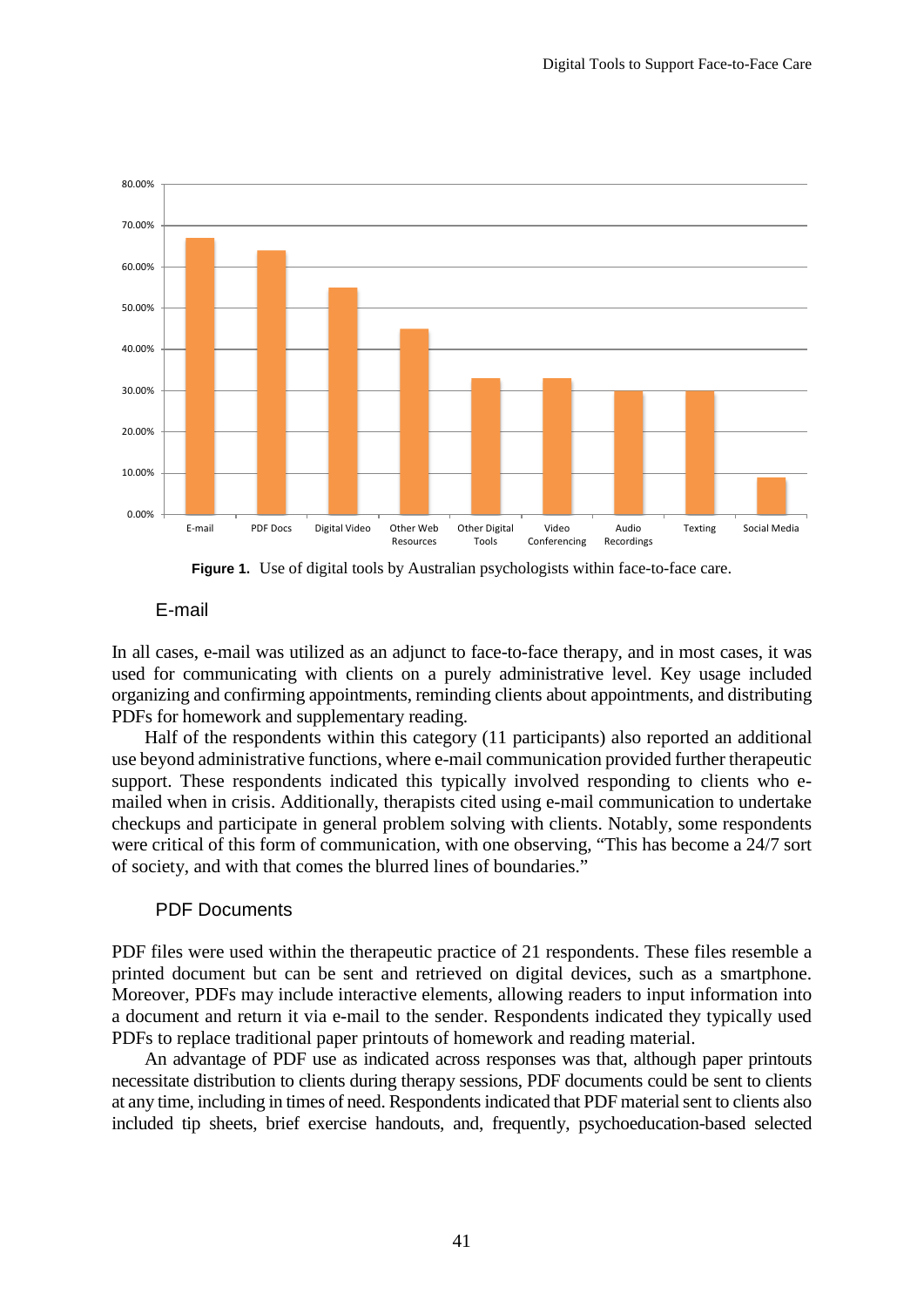**Figure 1.** Use of digital tools by Australian psychologists within face-to-face care.

## E-mail

In all cases, e-mail was utilized as an adjunct to face-to-face therapy, and in most cases, it was used for communicating with clients on a purely administrative level. Key usage included organizing and confirming appointments, reminding clients about appointments, and distributing PDFs for homework and supplementary reading.

Half of the respondents within this category (11 participants) also reported an additional use beyond administrative functions, where e-mail communication provided further therapeutic support. These respondents indicated this typically involved responding to clients who e-mailed when in crisis. Additionally, therapists cited using e-mail communication to undertake checkups and participate in general problem solving with clients. Notably, some respondents were critical of this form of communication, with one observing, "This has become a 24/7 sort of society, and with that comes the blurred lines of boundaries."

## PDF Documents

PDF files were used within the therapeutic practice of 21 respondents. These files resemble a printed document but can be sent and retrieved on digital devices, such as a smartphone. Moreover, PDFs may include interactive elements, allowing readers to input information into a document and return it via e-mail to the sender. Respondents indicated they typically used PDFs to replace traditional paper printouts of homework and reading material.

An advantage of PDF use as indicated across responses was that, although paper printouts necessitate distribution to clients during therapy sessions, PDF documents could be sent to clients at any time, including in times of need. Respondents indicated that PDF material sent to clients also included tip sheets, brief exercise handouts, and, frequently, psychoeducation-based selected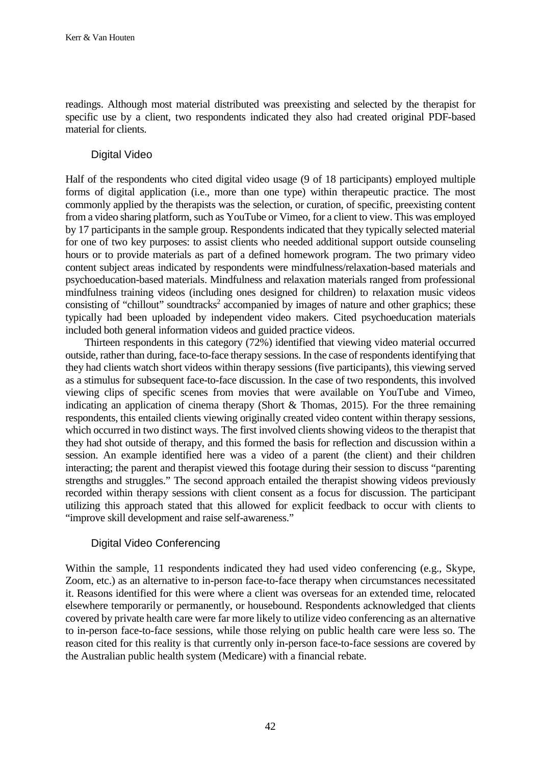readings. Although most material distributed was preexisting and selected by the therapist for specific use by a client, two respondents indicated they also had created original PDF-based material for clients.

### Digital Video

Half of the respondents who cited digital video usage (9 of 18 participants) employed multiple forms of digital application (i.e., more than one type) within therapeutic practice. The most commonly applied by the therapists was the selection, or curation, of specific, preexisting content from a video sharing platform, such as YouTube or Vimeo, for a client to view. This was employed by 17 participants in the sample group. Respondents indicated that they typically selected material for one of two key purposes: to assist clients who needed additional support outside counseling hours or to provide materials as part of a defined homework program. The two primary video content subject areas indicated by respondents were mindfulness/relaxation-based materials and psychoeducation-based materials. Mindfulness and relaxation materials ranged from professional mindfulness training videos (including ones designed for children) to relaxation music videos consisting of "chillout" soundtracks[2] accompanied by images of nature and other graphics; these typically had been uploaded by independent video makers. Cited psychoeducation materials included both general information videos and guided practice videos.

Thirteen respondents in this category (72%) identified that viewing video material occurred outside, rather than during, face-to-face therapy sessions. In the case of respondents identifying that they had clients watch short videos within therapy sessions (five participants), this viewing served as a stimulus for subsequent face-to-face discussion. In the case of two respondents, this involved viewing clips of specific scenes from movies that were available on YouTube and Vimeo, indicating an application of cinema therapy (Short & Thomas, 2015). For the three remaining respondents, this entailed clients viewing originally created video content within therapy sessions, which occurred in two distinct ways. The first involved clients showing videos to the therapist that they had shot outside of therapy, and this formed the basis for reflection and discussion within a session. An example identified here was a video of a parent (the client) and their children interacting; the parent and therapist viewed this footage during their session to discuss "parenting strengths and struggles." The second approach entailed the therapist showing videos previously recorded within therapy sessions with client consent as a focus for discussion. The participant utilizing this approach stated that this allowed for explicit feedback to occur with clients to "improve skill development and raise self-awareness."

### Digital Video Conferencing

Within the sample, 11 respondents indicated they had used video conferencing (e.g., Skype, Zoom, etc.) as an alternative to in-person face-to-face therapy when circumstances necessitated it. Reasons identified for this were where a client was overseas for an extended time, relocated elsewhere temporarily or permanently, or housebound. Respondents acknowledged that clients covered by private health care were far more likely to utilize video conferencing as an alternative to in-person face-to-face sessions, while those relying on public health care were less so. The reason cited for this reality is that currently only in-person face-to-face sessions are covered by the Australian public health system (Medicare) with a financial rebate.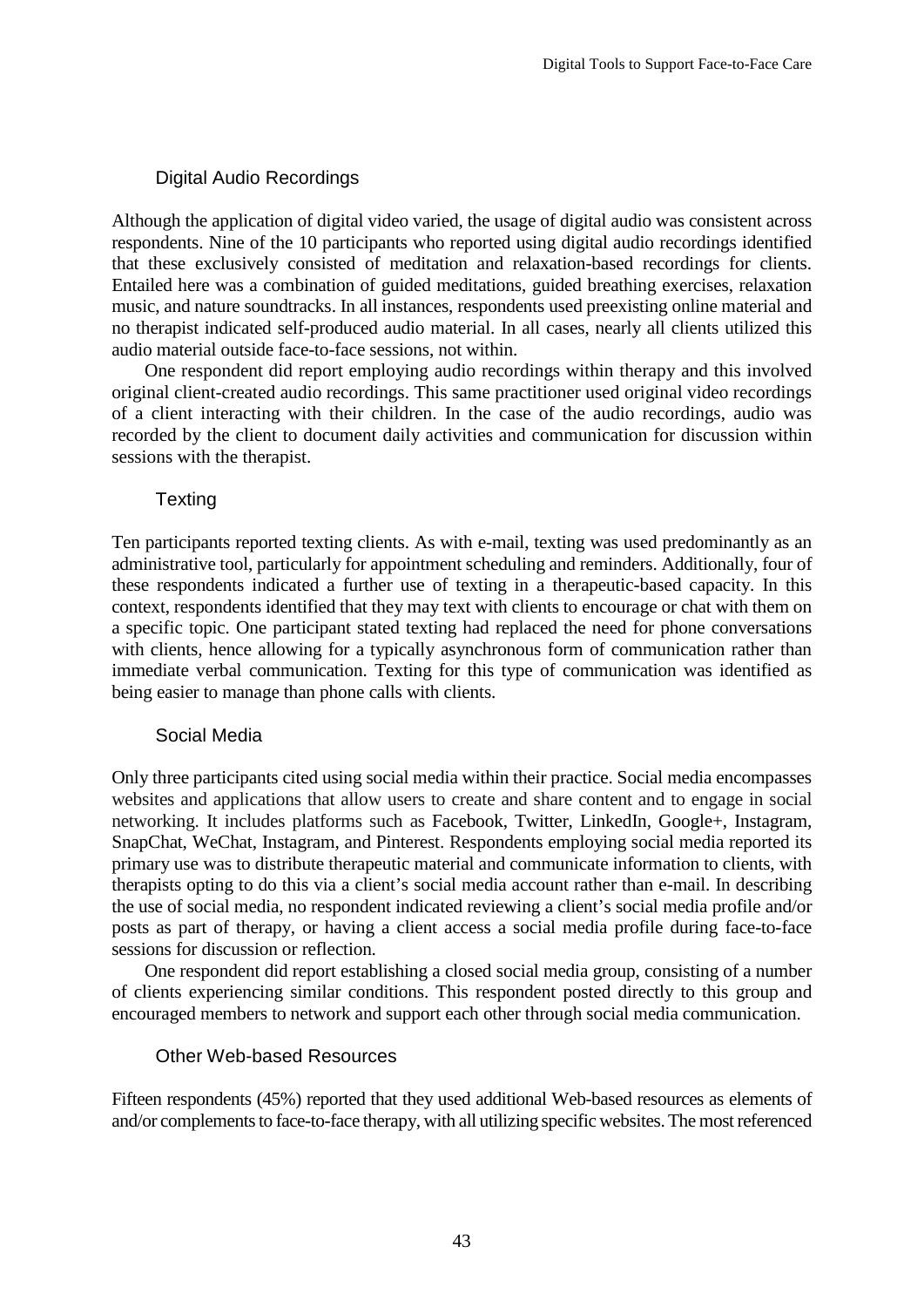### Digital Audio Recordings

Although the application of digital video varied, the usage of digital audio was consistent across respondents. Nine of the 10 participants who reported using digital audio recordings identified that these exclusively consisted of meditation and relaxation-based recordings for clients. Entailed here was a combination of guided meditations, guided breathing exercises, relaxation music, and nature soundtracks. In all instances, respondents used preexisting online material and no therapist indicated self-produced audio material. In all cases, nearly all clients utilized this audio material outside face-to-face sessions, not within.

One respondent did report employing audio recordings within therapy and this involved original client-created audio recordings. This same practitioner used original video recordings of a client interacting with their children. In the case of the audio recordings, audio was recorded by the client to document daily activities and communication for discussion within sessions with the therapist.

### Texting

Ten participants reported texting clients. As with e-mail, texting was used predominantly as an administrative tool, particularly for appointment scheduling and reminders. Additionally, four of these respondents indicated a further use of texting in a therapeutic-based capacity. In this context, respondents identified that they may text with clients to encourage or chat with them on a specific topic. One participant stated texting had replaced the need for phone conversations with clients, hence allowing for a typically asynchronous form of communication rather than immediate verbal communication. Texting for this type of communication was identified as being easier to manage than phone calls with clients.

### Social Media

Only three participants cited using social media within their practice. Social media encompasses websites and applications that allow users to create and share content and to engage in social networking. It includes platforms such as Facebook, Twitter, LinkedIn, Google+, Instagram, SnapChat, WeChat, Instagram, and Pinterest. Respondents employing social media reported its primary use was to distribute therapeutic material and communicate information to clients, with therapists opting to do this via a client's social media account rather than e-mail. In describing the use of social media, no respondent indicated reviewing a client's social media profile and/or posts as part of therapy, or having a client access a social media profile during face-to-face sessions for discussion or reflection.

One respondent did report establishing a closed social media group, consisting of a number of clients experiencing similar conditions. This respondent posted directly to this group and encouraged members to network and support each other through social media communication.

### Other Web-based Resources

Fifteen respondents (45%) reported that they used additional Web-based resources as elements of and/or complements to face-to-face therapy, with all utilizing specific websites. The most referenced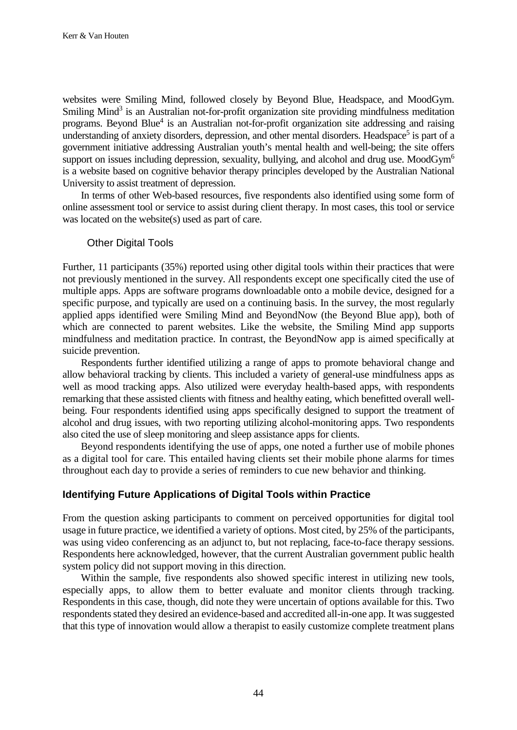websites were Smiling Mind, followed closely by Beyond Blue, Headspace, and MoodGym. Smiling Mind[3] is an Australian not-for-profit organization site providing mindfulness meditation programs. Beyond Blue[4] is an Australian not-for-profit organization site addressing and raising understanding of anxiety disorders, depression, and other mental disorders. Headspace[5] is part of a government initiative addressing Australian youth's mental health and well-being; the site offers support on issues including depression, sexuality, bullying, and alcohol and drug use. MoodGym[6] is a website based on cognitive behavior therapy principles developed by the Australian National University to assist treatment of depression.

In terms of other Web-based resources, five respondents also identified using some form of online assessment tool or service to assist during client therapy. In most cases, this tool or service was located on the website(s) used as part of care.

#### Other Digital Tools

Further, 11 participants (35%) reported using other digital tools within their practices that were not previously mentioned in the survey. All respondents except one specifically cited the use of multiple apps. Apps are software programs downloadable onto a mobile device, designed for a specific purpose, and typically are used on a continuing basis. In the survey, the most regularly applied apps identified were Smiling Mind and BeyondNow (the Beyond Blue app), both of which are connected to parent websites. Like the website, the Smiling Mind app supports mindfulness and meditation practice. In contrast, the BeyondNow app is aimed specifically at suicide prevention.

Respondents further identified utilizing a range of apps to promote behavioral change and allow behavioral tracking by clients. This included a variety of general-use mindfulness apps as well as mood tracking apps. Also utilized were everyday health-based apps, with respondents remarking that these assisted clients with fitness and healthy eating, which benefitted overall well-being. Four respondents identified using apps specifically designed to support the treatment of alcohol and drug issues, with two reporting utilizing alcohol-monitoring apps. Two respondents also cited the use of sleep monitoring and sleep assistance apps for clients.

Beyond respondents identifying the use of apps, one noted a further use of mobile phones as a digital tool for care. This entailed having clients set their mobile phone alarms for times throughout each day to provide a series of reminders to cue new behavior and thinking.

### Identifying Future Applications of Digital Tools within Practice

From the question asking participants to comment on perceived opportunities for digital tool usage in future practice, we identified a variety of options. Most cited, by 25% of the participants, was using video conferencing as an adjunct to, but not replacing, face-to-face therapy sessions. Respondents here acknowledged, however, that the current Australian government public health system policy did not support moving in this direction.

Within the sample, five respondents also showed specific interest in utilizing new tools, especially apps, to allow them to better evaluate and monitor clients through tracking. Respondents in this case, though, did note they were uncertain of options available for this. Two respondents stated they desired an evidence-based and accredited all-in-one app. It was suggested that this type of innovation would allow a therapist to easily customize complete treatment plans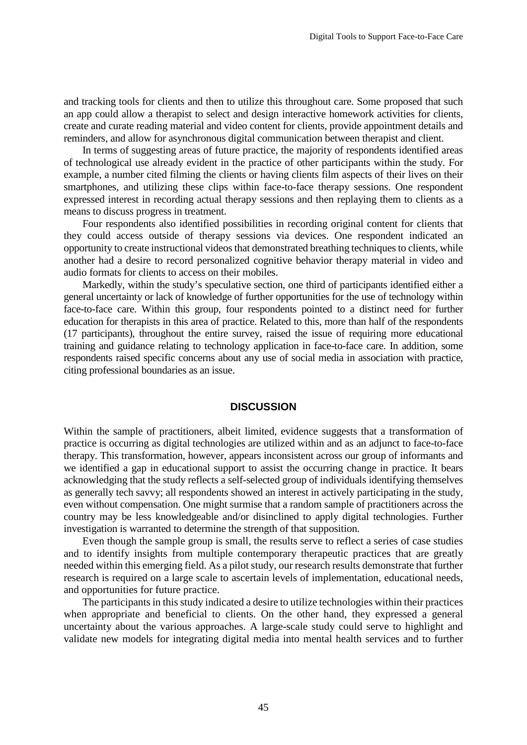and tracking tools for clients and then to utilize this throughout care. Some proposed that such an app could allow a therapist to select and design interactive homework activities for clients, create and curate reading material and video content for clients, provide appointment details and reminders, and allow for asynchronous digital communication between therapist and client.

In terms of suggesting areas of future practice, the majority of respondents identified areas of technological use already evident in the practice of other participants within the study. For example, a number cited filming the clients or having clients film aspects of their lives on their smartphones, and utilizing these clips within face-to-face therapy sessions. One respondent expressed interest in recording actual therapy sessions and then replaying them to clients as a means to discuss progress in treatment.

Four respondents also identified possibilities in recording original content for clients that they could access outside of therapy sessions via devices. One respondent indicated an opportunity to create instructional videos that demonstrated breathing techniques to clients, while another had a desire to record personalized cognitive behavior therapy material in video and audio formats for clients to access on their mobiles.

Markedly, within the study's speculative section, one third of participants identified either a general uncertainty or lack of knowledge of further opportunities for the use of technology within face-to-face care. Within this group, four respondents pointed to a distinct need for further education for therapists in this area of practice. Related to this, more than half of the respondents (17 participants), throughout the entire survey, raised the issue of requiring more educational training and guidance relating to technology application in face-to-face care. In addition, some respondents raised specific concerns about any use of social media in association with practice, citing professional boundaries as an issue.

## DISCUSSION

Within the sample of practitioners, albeit limited, evidence suggests that a transformation of practice is occurring as digital technologies are utilized within and as an adjunct to face-to-face therapy. This transformation, however, appears inconsistent across our group of informants and we identified a gap in educational support to assist the occurring change in practice. It bears acknowledging that the study reflects a self-selected group of individuals identifying themselves as generally tech savvy; all respondents showed an interest in actively participating in the study, even without compensation. One might surmise that a random sample of practitioners across the country may be less knowledgeable and/or disinclined to apply digital technologies. Further investigation is warranted to determine the strength of that supposition.

Even though the sample group is small, the results serve to reflect a series of case studies and to identify insights from multiple contemporary therapeutic practices that are greatly needed within this emerging field. As a pilot study, our research results demonstrate that further research is required on a large scale to ascertain levels of implementation, educational needs, and opportunities for future practice.

The participants in this study indicated a desire to utilize technologies within their practices when appropriate and beneficial to clients. On the other hand, they expressed a general uncertainty about the various approaches. A large-scale study could serve to highlight and validate new models for integrating digital media into mental health services and to further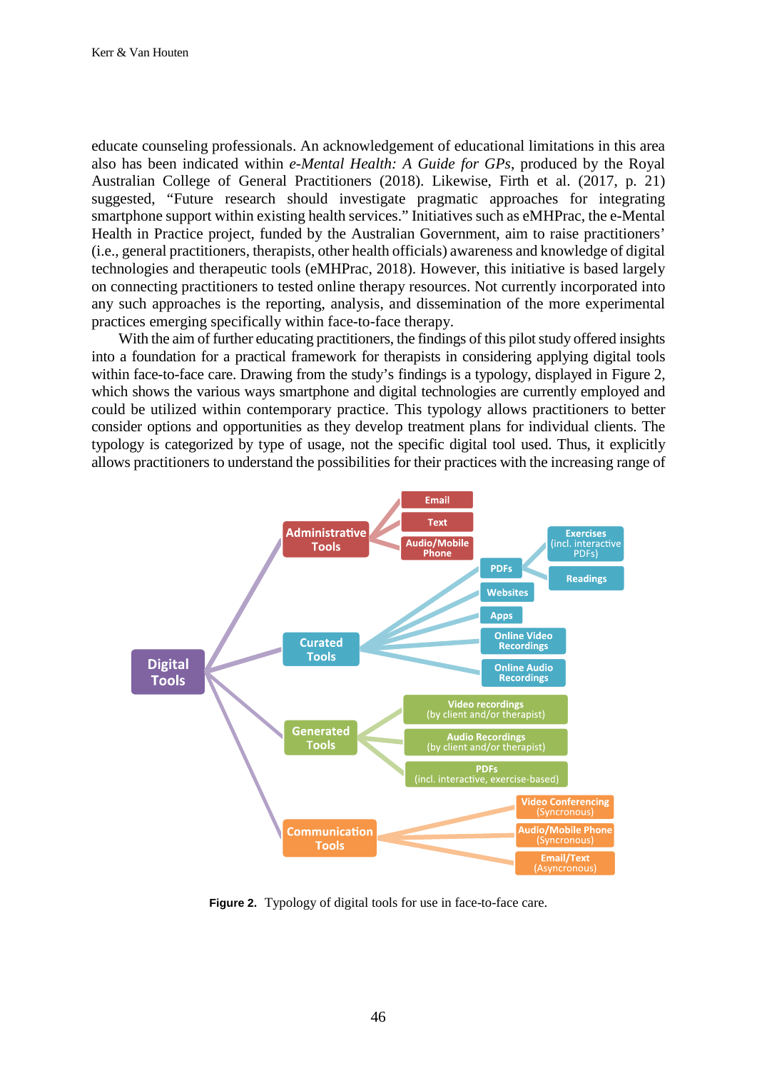educate counseling professionals. An acknowledgement of educational limitations in this area also has been indicated within *e-Mental Health: A Guide for GPs*, produced by the Royal Australian College of General Practitioners (2018). Likewise, Firth et al. (2017, p. 21) suggested, “Future research should investigate pragmatic approaches for integrating smartphone support within existing health services.” Initiatives such as eMHPrac, the e-Mental Health in Practice project, funded by the Australian Government, aim to raise practitioners’ (i.e., general practitioners, therapists, other health officials) awareness and knowledge of digital technologies and therapeutic tools (eMHPrac, 2018). However, this initiative is based largely on connecting practitioners to tested online therapy resources. Not currently incorporated into any such approaches is the reporting, analysis, and dissemination of the more experimental practices emerging specifically within face-to-face therapy.

With the aim of further educating practitioners, the findings of this pilot study offered insights into a foundation for a practical framework for therapists in considering applying digital tools within face-to-face care. Drawing from the study’s findings is a typology, displayed in Figure 2, which shows the various ways smartphone and digital technologies are currently employed and could be utilized within contemporary practice. This typology allows practitioners to better consider options and opportunities as they develop treatment plans for individual clients. The typology is categorized by type of usage, not the specific digital tool used. Thus, it explicitly allows practitioners to understand the possibilities for their practices with the increasing range of

- Digital Tools
  - Administrative Tools
    - Email
    - Text
    - Audio/Mobile Phone
  - Curated Tools
    - PDFs
      - Exercises (incl. interactive PDFs)
      - Readings
    - Websites
    - Apps
    - Online Video Recordings
    - Online Audio Recordings
  - Generated Tools
    - Video recordings (by client and/or therapist)
    - Audio Recordings (by client and/or therapist)
    - PDFs (incl. interactive, exercise-based)
  - Communication Tools
    - Video Conferencing (Syncronous)
    - Audio/Mobile Phone (Syncronous)
    - Email/Text (Asyncronous)

**Figure 2.** Typology of digital tools for use in face-to-face care.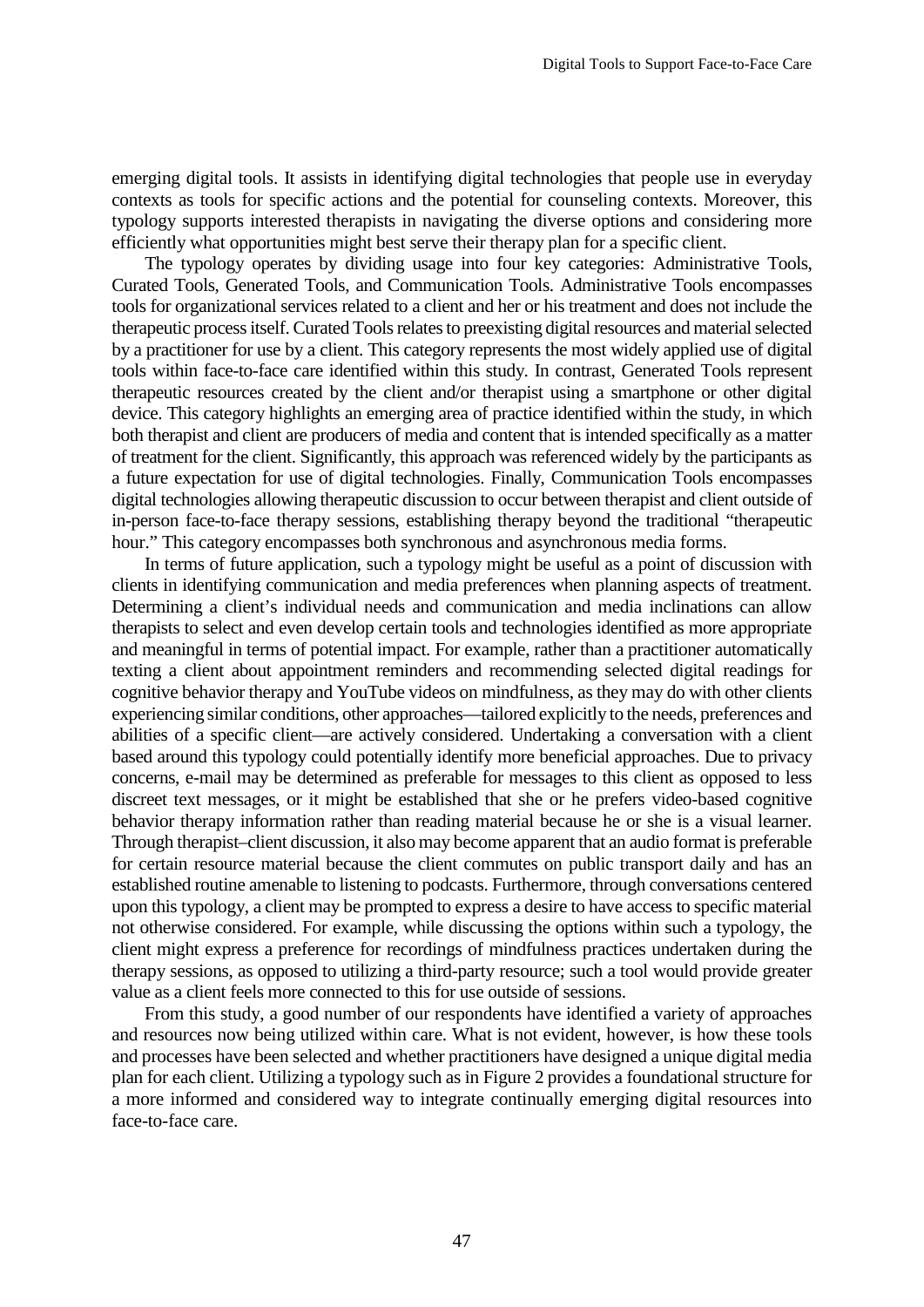emerging digital tools. It assists in identifying digital technologies that people use in everyday contexts as tools for specific actions and the potential for counseling contexts. Moreover, this typology supports interested therapists in navigating the diverse options and considering more efficiently what opportunities might best serve their therapy plan for a specific client.

The typology operates by dividing usage into four key categories: Administrative Tools, Curated Tools, Generated Tools, and Communication Tools. Administrative Tools encompasses tools for organizational services related to a client and her or his treatment and does not include the therapeutic process itself. Curated Tools relates to preexisting digital resources and material selected by a practitioner for use by a client. This category represents the most widely applied use of digital tools within face-to-face care identified within this study. In contrast, Generated Tools represent therapeutic resources created by the client and/or therapist using a smartphone or other digital device. This category highlights an emerging area of practice identified within the study, in which both therapist and client are producers of media and content that is intended specifically as a matter of treatment for the client. Significantly, this approach was referenced widely by the participants as a future expectation for use of digital technologies. Finally, Communication Tools encompasses digital technologies allowing therapeutic discussion to occur between therapist and client outside of in-person face-to-face therapy sessions, establishing therapy beyond the traditional "therapeutic hour." This category encompasses both synchronous and asynchronous media forms.

In terms of future application, such a typology might be useful as a point of discussion with clients in identifying communication and media preferences when planning aspects of treatment. Determining a client's individual needs and communication and media inclinations can allow therapists to select and even develop certain tools and technologies identified as more appropriate and meaningful in terms of potential impact. For example, rather than a practitioner automatically texting a client about appointment reminders and recommending selected digital readings for cognitive behavior therapy and YouTube videos on mindfulness, as they may do with other clients experiencing similar conditions, other approaches—tailored explicitly to the needs, preferences and abilities of a specific client—are actively considered. Undertaking a conversation with a client based around this typology could potentially identify more beneficial approaches. Due to privacy concerns, e-mail may be determined as preferable for messages to this client as opposed to less discreet text messages, or it might be established that she or he prefers video-based cognitive behavior therapy information rather than reading material because he or she is a visual learner. Through therapist–client discussion, it also may become apparent that an audio format is preferable for certain resource material because the client commutes on public transport daily and has an established routine amenable to listening to podcasts. Furthermore, through conversations centered upon this typology, a client may be prompted to express a desire to have access to specific material not otherwise considered. For example, while discussing the options within such a typology, the client might express a preference for recordings of mindfulness practices undertaken during the therapy sessions, as opposed to utilizing a third-party resource; such a tool would provide greater value as a client feels more connected to this for use outside of sessions.

From this study, a good number of our respondents have identified a variety of approaches and resources now being utilized within care. What is not evident, however, is how these tools and processes have been selected and whether practitioners have designed a unique digital media plan for each client. Utilizing a typology such as in Figure 2 provides a foundational structure for a more informed and considered way to integrate continually emerging digital resources into face-to-face care.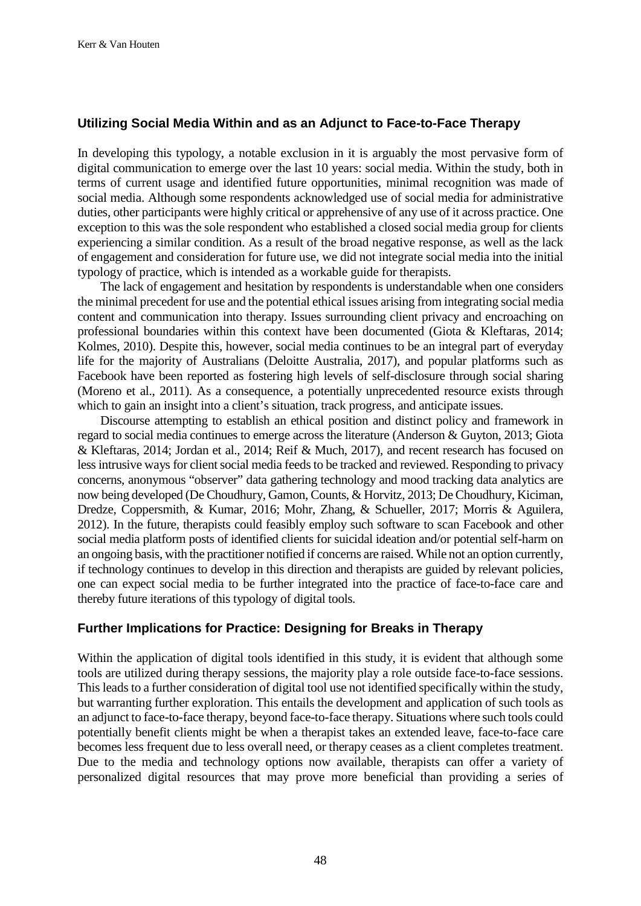## Utilizing Social Media Within and as an Adjunct to Face-to-Face Therapy

In developing this typology, a notable exclusion in it is arguably the most pervasive form of digital communication to emerge over the last 10 years: social media. Within the study, both in terms of current usage and identified future opportunities, minimal recognition was made of social media. Although some respondents acknowledged use of social media for administrative duties, other participants were highly critical or apprehensive of any use of it across practice. One exception to this was the sole respondent who established a closed social media group for clients experiencing a similar condition. As a result of the broad negative response, as well as the lack of engagement and consideration for future use, we did not integrate social media into the initial typology of practice, which is intended as a workable guide for therapists.

The lack of engagement and hesitation by respondents is understandable when one considers the minimal precedent for use and the potential ethical issues arising from integrating social media content and communication into therapy. Issues surrounding client privacy and encroaching on professional boundaries within this context have been documented (Giota & Kleftaras, 2014; Kolmes, 2010). Despite this, however, social media continues to be an integral part of everyday life for the majority of Australians (Deloitte Australia, 2017), and popular platforms such as Facebook have been reported as fostering high levels of self-disclosure through social sharing (Moreno et al., 2011). As a consequence, a potentially unprecedented resource exists through which to gain an insight into a client's situation, track progress, and anticipate issues.

Discourse attempting to establish an ethical position and distinct policy and framework in regard to social media continues to emerge across the literature (Anderson & Guyton, 2013; Giota & Kleftaras, 2014; Jordan et al., 2014; Reif & Much, 2017), and recent research has focused on less intrusive ways for client social media feeds to be tracked and reviewed. Responding to privacy concerns, anonymous "observer" data gathering technology and mood tracking data analytics are now being developed (De Choudhury, Gamon, Counts, & Horvitz, 2013; De Choudhury, Kiciman, Dredze, Coppersmith, & Kumar, 2016; Mohr, Zhang, & Schueller, 2017; Morris & Aguilera, 2012). In the future, therapists could feasibly employ such software to scan Facebook and other social media platform posts of identified clients for suicidal ideation and/or potential self-harm on an ongoing basis, with the practitioner notified if concerns are raised. While not an option currently, if technology continues to develop in this direction and therapists are guided by relevant policies, one can expect social media to be further integrated into the practice of face-to-face care and thereby future iterations of this typology of digital tools.

## Further Implications for Practice: Designing for Breaks in Therapy

Within the application of digital tools identified in this study, it is evident that although some tools are utilized during therapy sessions, the majority play a role outside face-to-face sessions. This leads to a further consideration of digital tool use not identified specifically within the study, but warranting further exploration. This entails the development and application of such tools as an adjunct to face-to-face therapy, beyond face-to-face therapy. Situations where such tools could potentially benefit clients might be when a therapist takes an extended leave, face-to-face care becomes less frequent due to less overall need, or therapy ceases as a client completes treatment. Due to the media and technology options now available, therapists can offer a variety of personalized digital resources that may prove more beneficial than providing a series of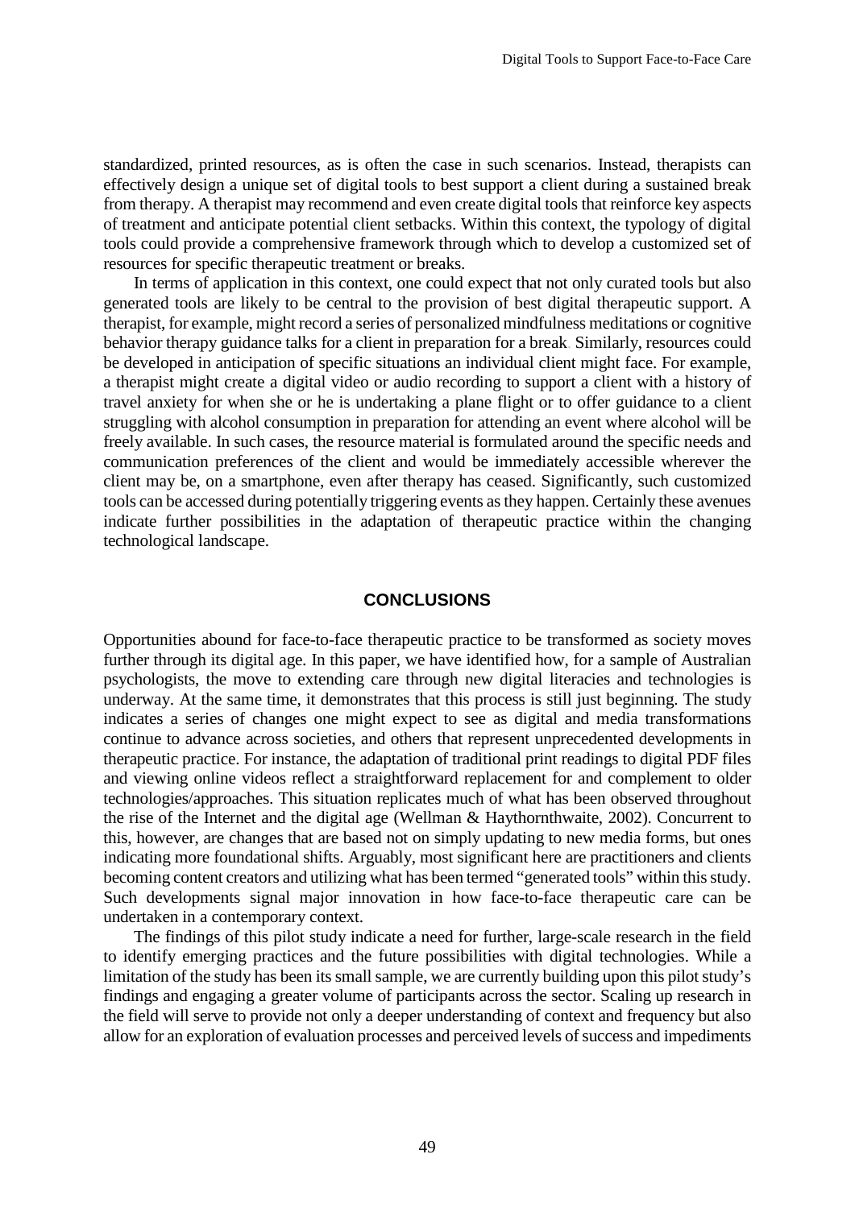standardized, printed resources, as is often the case in such scenarios. Instead, therapists can effectively design a unique set of digital tools to best support a client during a sustained break from therapy. A therapist may recommend and even create digital tools that reinforce key aspects of treatment and anticipate potential client setbacks. Within this context, the typology of digital tools could provide a comprehensive framework through which to develop a customized set of resources for specific therapeutic treatment or breaks.

In terms of application in this context, one could expect that not only curated tools but also generated tools are likely to be central to the provision of best digital therapeutic support. A therapist, for example, might record a series of personalized mindfulness meditations or cognitive behavior therapy guidance talks for a client in preparation for a break. Similarly, resources could be developed in anticipation of specific situations an individual client might face. For example, a therapist might create a digital video or audio recording to support a client with a history of travel anxiety for when she or he is undertaking a plane flight or to offer guidance to a client struggling with alcohol consumption in preparation for attending an event where alcohol will be freely available. In such cases, the resource material is formulated around the specific needs and communication preferences of the client and would be immediately accessible wherever the client may be, on a smartphone, even after therapy has ceased. Significantly, such customized tools can be accessed during potentially triggering events as they happen. Certainly these avenues indicate further possibilities in the adaptation of therapeutic practice within the changing technological landscape.

## CONCLUSIONS

Opportunities abound for face-to-face therapeutic practice to be transformed as society moves further through its digital age. In this paper, we have identified how, for a sample of Australian psychologists, the move to extending care through new digital literacies and technologies is underway. At the same time, it demonstrates that this process is still just beginning. The study indicates a series of changes one might expect to see as digital and media transformations continue to advance across societies, and others that represent unprecedented developments in therapeutic practice. For instance, the adaptation of traditional print readings to digital PDF files and viewing online videos reflect a straightforward replacement for and complement to older technologies/approaches. This situation replicates much of what has been observed throughout the rise of the Internet and the digital age (Wellman & Haythornthwaite, 2002). Concurrent to this, however, are changes that are based not on simply updating to new media forms, but ones indicating more foundational shifts. Arguably, most significant here are practitioners and clients becoming content creators and utilizing what has been termed "generated tools" within this study. Such developments signal major innovation in how face-to-face therapeutic care can be undertaken in a contemporary context.

The findings of this pilot study indicate a need for further, large-scale research in the field to identify emerging practices and the future possibilities with digital technologies. While a limitation of the study has been its small sample, we are currently building upon this pilot study's findings and engaging a greater volume of participants across the sector. Scaling up research in the field will serve to provide not only a deeper understanding of context and frequency but also allow for an exploration of evaluation processes and perceived levels of success and impediments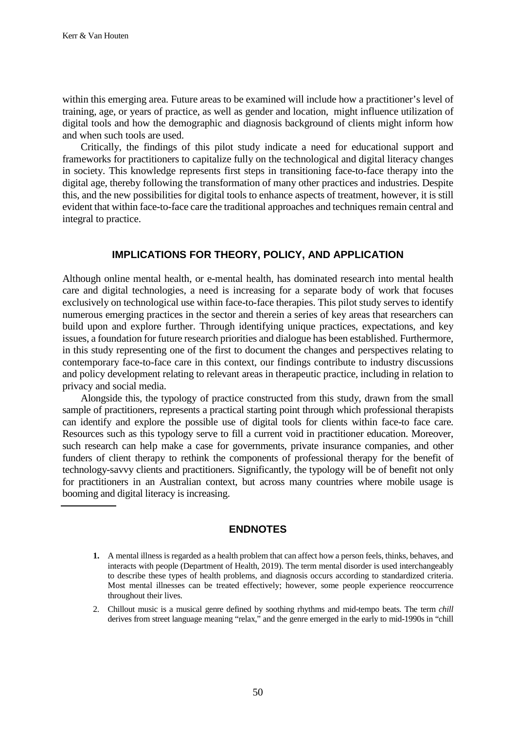within this emerging area. Future areas to be examined will include how a practitioner's level of training, age, or years of practice, as well as gender and location, might influence utilization of digital tools and how the demographic and diagnosis background of clients might inform how and when such tools are used.

Critically, the findings of this pilot study indicate a need for educational support and frameworks for practitioners to capitalize fully on the technological and digital literacy changes in society. This knowledge represents first steps in transitioning face-to-face therapy into the digital age, thereby following the transformation of many other practices and industries. Despite this, and the new possibilities for digital tools to enhance aspects of treatment, however, it is still evident that within face-to-face care the traditional approaches and techniques remain central and integral to practice.

## IMPLICATIONS FOR THEORY, POLICY, AND APPLICATION

Although online mental health, or e-mental health, has dominated research into mental health care and digital technologies, a need is increasing for a separate body of work that focuses exclusively on technological use within face-to-face therapies. This pilot study serves to identify numerous emerging practices in the sector and therein a series of key areas that researchers can build upon and explore further. Through identifying unique practices, expectations, and key issues, a foundation for future research priorities and dialogue has been established. Furthermore, in this study representing one of the first to document the changes and perspectives relating to contemporary face-to-face care in this context, our findings contribute to industry discussions and policy development relating to relevant areas in therapeutic practice, including in relation to privacy and social media.

Alongside this, the typology of practice constructed from this study, drawn from the small sample of practitioners, represents a practical starting point through which professional therapists can identify and explore the possible use of digital tools for clients within face-to face care. Resources such as this typology serve to fill a current void in practitioner education. Moreover, such research can help make a case for governments, private insurance companies, and other funders of client therapy to rethink the components of professional therapy for the benefit of technology-savvy clients and practitioners. Significantly, the typology will be of benefit not only for practitioners in an Australian context, but across many countries where mobile usage is booming and digital literacy is increasing.

## ENDNOTES

1. A mental illness is regarded as a health problem that can affect how a person feels, thinks, behaves, and interacts with people (Department of Health, 2019). The term mental disorder is used interchangeably to describe these types of health problems, and diagnosis occurs according to standardized criteria. Most mental illnesses can be treated effectively; however, some people experience reoccurrence throughout their lives.

2. Chillout music is a musical genre defined by soothing rhythms and mid-tempo beats. The term *chill* derives from street language meaning "relax," and the genre emerged in the early to mid-1990s in "chill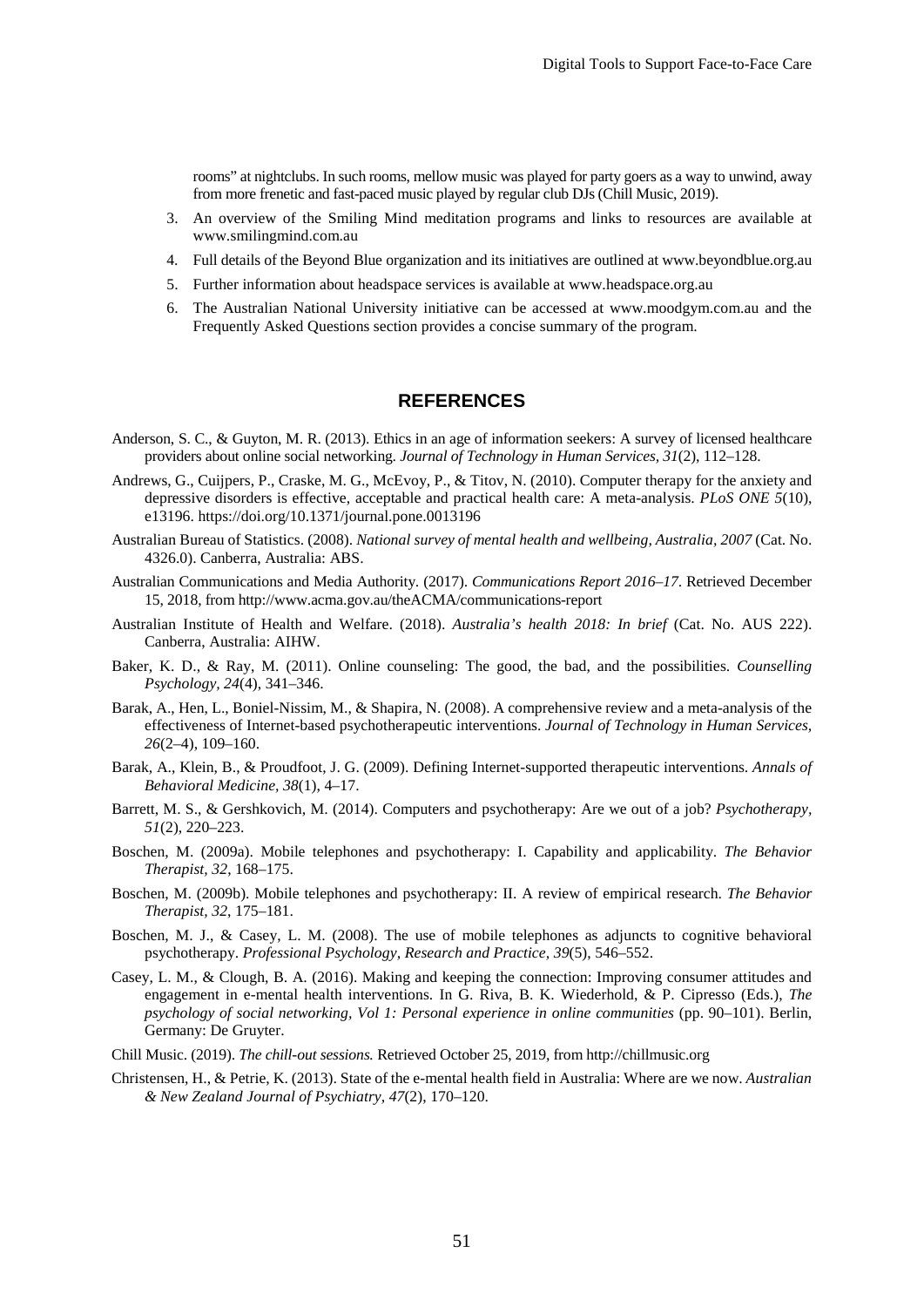rooms" at nightclubs. In such rooms, mellow music was played for party goers as a way to unwind, away from more frenetic and fast-paced music played by regular club DJs (Chill Music, 2019).

3. An overview of the Smiling Mind meditation programs and links to resources are available at www.smilingmind.com.au
4. Full details of the Beyond Blue organization and its initiatives are outlined at www.beyondblue.org.au
5. Further information about headspace services is available at www.headspace.org.au
6. The Australian National University initiative can be accessed at www.moodgym.com.au and the Frequently Asked Questions section provides a concise summary of the program.

## REFERENCES

Anderson, S. C., & Guyton, M. R. (2013). Ethics in an age of information seekers: A survey of licensed healthcare providers about online social networking. *Journal of Technology in Human Services, 31*(2), 112–128.

Andrews, G., Cuijpers, P., Craske, M. G., McEvoy, P., & Titov, N. (2010). Computer therapy for the anxiety and depressive disorders is effective, acceptable and practical health care: A meta-analysis. *PLoS ONE 5*(10), e13196. https://doi.org/10.1371/journal.pone.0013196

Australian Bureau of Statistics. (2008). *National survey of mental health and wellbeing, Australia, 2007* (Cat. No. 4326.0). Canberra, Australia: ABS.

Australian Communications and Media Authority. (2017). *Communications Report 2016–17*. Retrieved December 15, 2018, from http://www.acma.gov.au/theACMA/communications-report

Australian Institute of Health and Welfare. (2018). *Australia's health 2018: In brief* (Cat. No. AUS 222). Canberra, Australia: AIHW.

Baker, K. D., & Ray, M. (2011). Online counseling: The good, the bad, and the possibilities. *Counselling Psychology, 24*(4), 341–346.

Barak, A., Hen, L., Boniel-Nissim, M., & Shapira, N. (2008). A comprehensive review and a meta-analysis of the effectiveness of Internet-based psychotherapeutic interventions. *Journal of Technology in Human Services, 26*(2–4), 109–160.

Barak, A., Klein, B., & Proudfoot, J. G. (2009). Defining Internet-supported therapeutic interventions. *Annals of Behavioral Medicine, 38*(1), 4–17.

Barrett, M. S., & Gershkovich, M. (2014). Computers and psychotherapy: Are we out of a job? *Psychotherapy, 51*(2), 220–223.

Boschen, M. (2009a). Mobile telephones and psychotherapy: I. Capability and applicability. *The Behavior Therapist, 32*, 168–175.

Boschen, M. (2009b). Mobile telephones and psychotherapy: II. A review of empirical research. *The Behavior Therapist, 32*, 175–181.

Boschen, M. J., & Casey, L. M. (2008). The use of mobile telephones as adjuncts to cognitive behavioral psychotherapy. *Professional Psychology, Research and Practice, 39*(5), 546–552.

Casey, L. M., & Clough, B. A. (2016). Making and keeping the connection: Improving consumer attitudes and engagement in e-mental health interventions. In G. Riva, B. K. Wiederhold, & P. Cipresso (Eds.), *The psychology of social networking, Vol 1: Personal experience in online communities* (pp. 90–101). Berlin, Germany: De Gruyter.

Chill Music. (2019). *The chill-out sessions.* Retrieved October 25, 2019, from http://chillmusic.org

Christensen, H., & Petrie, K. (2013). State of the e-mental health field in Australia: Where are we now. *Australian & New Zealand Journal of Psychiatry, 47*(2), 170–120.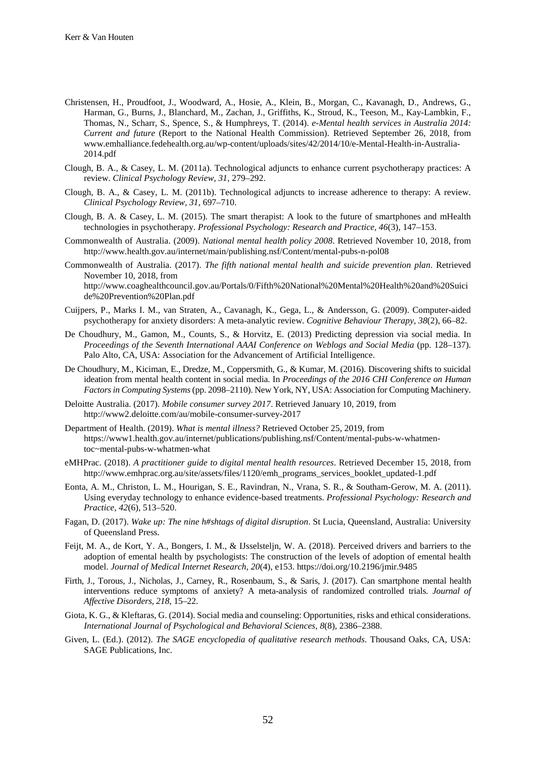Christensen, H., Proudfoot, J., Woodward, A., Hosie, A., Klein, B., Morgan, C., Kavanagh, D., Andrews, G., Harman, G., Burns, J., Blanchard, M., Zachan, J., Griffiths, K., Stroud, K., Teeson, M., Kay-Lambkin, F., Thomas, N., Scharr, S., Spence, S., & Humphreys, T. (2014). *e-Mental health services in Australia 2014: Current and future* (Report to the National Health Commission). Retrieved September 26, 2018, from www.emhalliance.fedehealth.org.au/wp-content/uploads/sites/42/2014/10/e-Mental-Health-in-Australia-2014.pdf

Clough, B. A., & Casey, L. M. (2011a). Technological adjuncts to enhance current psychotherapy practices: A review. *Clinical Psychology Review*, *31*, 279–292.

Clough, B. A., & Casey, L. M. (2011b). Technological adjuncts to increase adherence to therapy: A review. *Clinical Psychology Review*, *31*, 697–710.

Clough, B. A. & Casey, L. M. (2015). The smart therapist: A look to the future of smartphones and mHealth technologies in psychotherapy. *Professional Psychology: Research and Practice, 46*(3), 147–153.

Commonwealth of Australia. (2009). *National mental health policy 2008*. Retrieved November 10, 2018, from http://www.health.gov.au/internet/main/publishing.nsf/Content/mental-pubs-n-pol08

Commonwealth of Australia. (2017). *The fifth national mental health and suicide prevention plan*. Retrieved November 10, 2018, from http://www.coaghealthcouncil.gov.au/Portals/0/Fifth%20National%20Mental%20Health%20and%20Suicide%20Prevention%20Plan.pdf

Cuijpers, P., Marks I. M., van Straten, A., Cavanagh, K., Gega, L., & Andersson, G. (2009). Computer-aided psychotherapy for anxiety disorders: A meta-analytic review. *Cognitive Behaviour Therapy*, *38*(2), 66–82.

De Choudhury, M., Gamon, M., Counts, S., & Horvitz, E. (2013) Predicting depression via social media. In *Proceedings of the Seventh International AAAI Conference on Weblogs and Social Media* (pp. 128–137). Palo Alto, CA, USA: Association for the Advancement of Artificial Intelligence.

De Choudhury, M., Kiciman, E., Dredze, M., Coppersmith, G., & Kumar, M. (2016). Discovering shifts to suicidal ideation from mental health content in social media. In *Proceedings of the 2016 CHI Conference on Human Factors in Computing Systems* (pp. 2098–2110). New York, NY, USA: Association for Computing Machinery.

Deloitte Australia. (2017). *Mobile consumer survey 2017*. Retrieved January 10, 2019, from http://www2.deloitte.com/au/mobile-consumer-survey-2017

Department of Health. (2019). *What is mental illness?* Retrieved October 25, 2019, from https://www1.health.gov.au/internet/publications/publishing.nsf/Content/mental-pubs-w-whatmen-toc~mental-pubs-w-whatmen-what

eMHPrac. (2018). *A practitioner guide to digital mental health resources*. Retrieved December 15, 2018, from http://www.emhprac.org.au/site/assets/files/1120/emh_programs_services_booklet_updated-1.pdf

Eonta, A. M., Christon, L. M., Hourigan, S. E., Ravindran, N., Vrana, S. R., & Southam-Gerow, M. A. (2011). Using everyday technology to enhance evidence-based treatments. *Professional Psychology: Research and Practice*, *42*(6), 513–520.

Fagan, D. (2017). *Wake up: The nine h#shtags of digital disruption*. St Lucia, Queensland, Australia: University of Queensland Press.

Feijt, M. A., de Kort, Y. A., Bongers, I. M., & IJsselsteljn, W. A. (2018). Perceived drivers and barriers to the adoption of emental health by psychologists: The construction of the levels of adoption of emental health model. *Journal of Medical Internet Research, 20*(4), e153. https://doi.org/10.2196/jmir.9485

Firth, J., Torous, J., Nicholas, J., Carney, R., Rosenbaum, S., & Saris, J. (2017). Can smartphone mental health interventions reduce symptoms of anxiety? A meta-analysis of randomized controlled trials. *Journal of Affective Disorders, 218*, 15–22.

Giota, K. G., & Kleftaras, G. (2014). Social media and counseling: Opportunities, risks and ethical considerations. *International Journal of Psychological and Behavioral Sciences, 8*(8), 2386–2388.

Given, L. (Ed.). (2012). *The SAGE encyclopedia of qualitative research methods*. Thousand Oaks, CA, USA: SAGE Publications, Inc.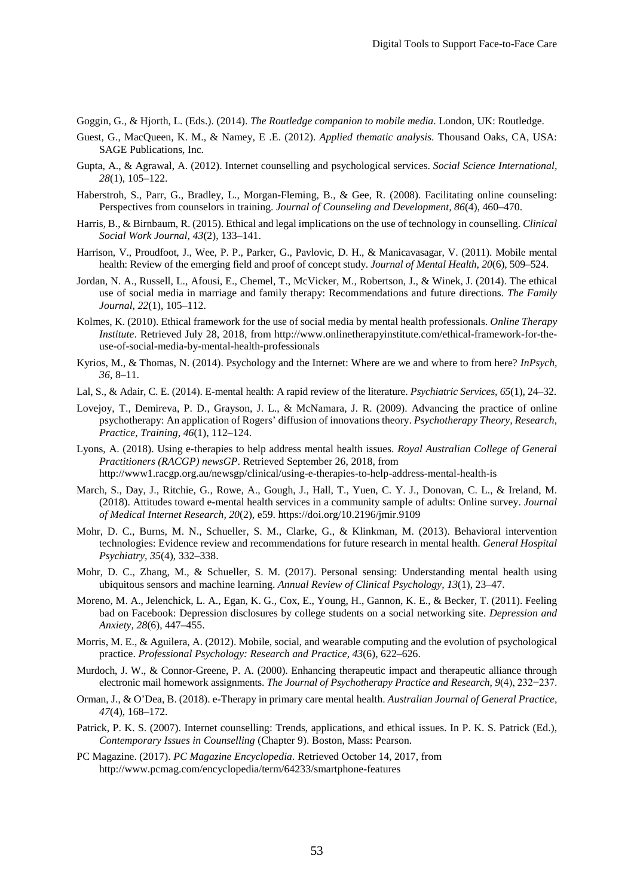Goggin, G., & Hjorth, L. (Eds.). (2014). *The Routledge companion to mobile media*. London, UK: Routledge.

Guest, G., MacQueen, K. M., & Namey, E .E. (2012). *Applied thematic analysis*. Thousand Oaks, CA, USA: SAGE Publications, Inc.

Gupta, A., & Agrawal, A. (2012). Internet counselling and psychological services. *Social Science International, 28*(1), 105–122.

Haberstroh, S., Parr, G., Bradley, L., Morgan-Fleming, B., & Gee, R. (2008). Facilitating online counseling: Perspectives from counselors in training. *Journal of Counseling and Development, 86*(4), 460–470.

Harris, B., & Birnbaum, R. (2015). Ethical and legal implications on the use of technology in counselling. *Clinical Social Work Journal, 43*(2), 133–141.

Harrison, V., Proudfoot, J., Wee, P. P., Parker, G., Pavlovic, D. H., & Manicavasagar, V. (2011). Mobile mental health: Review of the emerging field and proof of concept study. *Journal of Mental Health, 20*(6), 509–524.

Jordan, N. A., Russell, L., Afousi, E., Chemel, T., McVicker, M., Robertson, J., & Winek, J. (2014). The ethical use of social media in marriage and family therapy: Recommendations and future directions. *The Family Journal, 22*(1), 105–112.

Kolmes, K. (2010). Ethical framework for the use of social media by mental health professionals. *Online Therapy Institute*. Retrieved July 28, 2018, from http://www.onlinetherapyinstitute.com/ethical-framework-for-the-use-of-social-media-by-mental-health-professionals

Kyrios, M., & Thomas, N. (2014). Psychology and the Internet: Where are we and where to from here? *InPsych, 36*, 8–11.

Lal, S., & Adair, C. E. (2014). E-mental health: A rapid review of the literature. *Psychiatric Services, 65*(1), 24–32.

Lovejoy, T., Demireva, P. D., Grayson, J. L., & McNamara, J. R. (2009). Advancing the practice of online psychotherapy: An application of Rogers' diffusion of innovations theory. *Psychotherapy Theory, Research, Practice, Training, 46*(1), 112–124.

Lyons, A. (2018). Using e-therapies to help address mental health issues. *Royal Australian College of General Practitioners (RACGP) newsGP*. Retrieved September 26, 2018, from http://www1.racgp.org.au/newsgp/clinical/using-e-therapies-to-help-address-mental-health-is

March, S., Day, J., Ritchie, G., Rowe, A., Gough, J., Hall, T., Yuen, C. Y. J., Donovan, C. L., & Ireland, M. (2018). Attitudes toward e-mental health services in a community sample of adults: Online survey. *Journal of Medical Internet Research, 20*(2), e59. https://doi.org/10.2196/jmir.9109

Mohr, D. C., Burns, M. N., Schueller, S. M., Clarke, G., & Klinkman, M. (2013). Behavioral intervention technologies: Evidence review and recommendations for future research in mental health. *General Hospital Psychiatry, 35*(4), 332–338.

Mohr, D. C., Zhang, M., & Schueller, S. M. (2017). Personal sensing: Understanding mental health using ubiquitous sensors and machine learning. *Annual Review of Clinical Psychology, 13*(1), 23–47.

Moreno, M. A., Jelenchick, L. A., Egan, K. G., Cox, E., Young, H., Gannon, K. E., & Becker, T. (2011). Feeling bad on Facebook: Depression disclosures by college students on a social networking site. *Depression and Anxiety, 28*(6), 447–455.

Morris, M. E., & Aguilera, A. (2012). Mobile, social, and wearable computing and the evolution of psychological practice. *Professional Psychology: Research and Practice, 43*(6), 622–626.

Murdoch, J. W., & Connor-Greene, P. A. (2000). Enhancing therapeutic impact and therapeutic alliance through electronic mail homework assignments. *The Journal of Psychotherapy Practice and Research, 9*(4), 232−237.

Orman, J., & O'Dea, B. (2018). e-Therapy in primary care mental health. *Australian Journal of General Practice, 47*(4), 168–172.

Patrick, P. K. S. (2007). Internet counselling: Trends, applications, and ethical issues. In P. K. S. Patrick (Ed.), *Contemporary Issues in Counselling* (Chapter 9). Boston, Mass: Pearson.

PC Magazine. (2017). *PC Magazine Encyclopedia*. Retrieved October 14, 2017, from http://www.pcmag.com/encyclopedia/term/64233/smartphone-features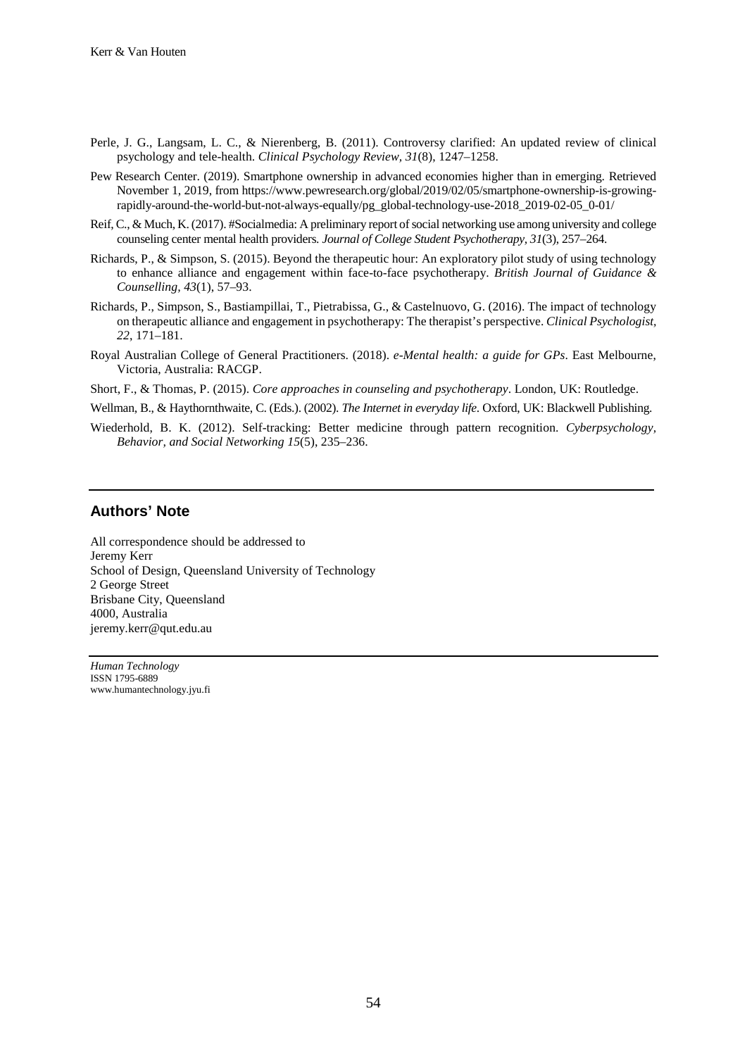Perle, J. G., Langsam, L. C., & Nierenberg, B. (2011). Controversy clarified: An updated review of clinical psychology and tele-health. *Clinical Psychology Review, 31*(8), 1247–1258.

Pew Research Center. (2019). Smartphone ownership in advanced economies higher than in emerging. Retrieved November 1, 2019, from https://www.pewresearch.org/global/2019/02/05/smartphone-ownership-is-growing-rapidly-around-the-world-but-not-always-equally/pg_global-technology-use-2018_2019-02-05_0-01/

Reif, C., & Much, K. (2017). #Socialmedia: A preliminary report of social networking use among university and college counseling center mental health providers. *Journal of College Student Psychotherapy, 31*(3), 257–264.

Richards, P., & Simpson, S. (2015). Beyond the therapeutic hour: An exploratory pilot study of using technology to enhance alliance and engagement within face-to-face psychotherapy. *British Journal of Guidance & Counselling, 43*(1), 57–93.

Richards, P., Simpson, S., Bastiampillai, T., Pietrabissa, G., & Castelnuovo, G. (2016). The impact of technology on therapeutic alliance and engagement in psychotherapy: The therapist's perspective. *Clinical Psychologist, 22*, 171–181.

Royal Australian College of General Practitioners. (2018). *e-Mental health: a guide for GPs*. East Melbourne, Victoria, Australia: RACGP.

Short, F., & Thomas, P. (2015). *Core approaches in counseling and psychotherapy*. London, UK: Routledge.

Wellman, B., & Haythornthwaite, C. (Eds.). (2002). *The Internet in everyday life.* Oxford, UK: Blackwell Publishing.

Wiederhold, B. K. (2012). Self-tracking: Better medicine through pattern recognition. *Cyberpsychology, Behavior, and Social Networking 15*(5), 235–236.

## Authors' Note

All correspondence should be addressed to
Jeremy Kerr
School of Design, Queensland University of Technology
2 George Street
Brisbane City, Queensland
4000, Australia
jeremy.kerr@qut.edu.au

*Human Technology*
ISSN 1795-6889
www.humantechnology.jyu.fi